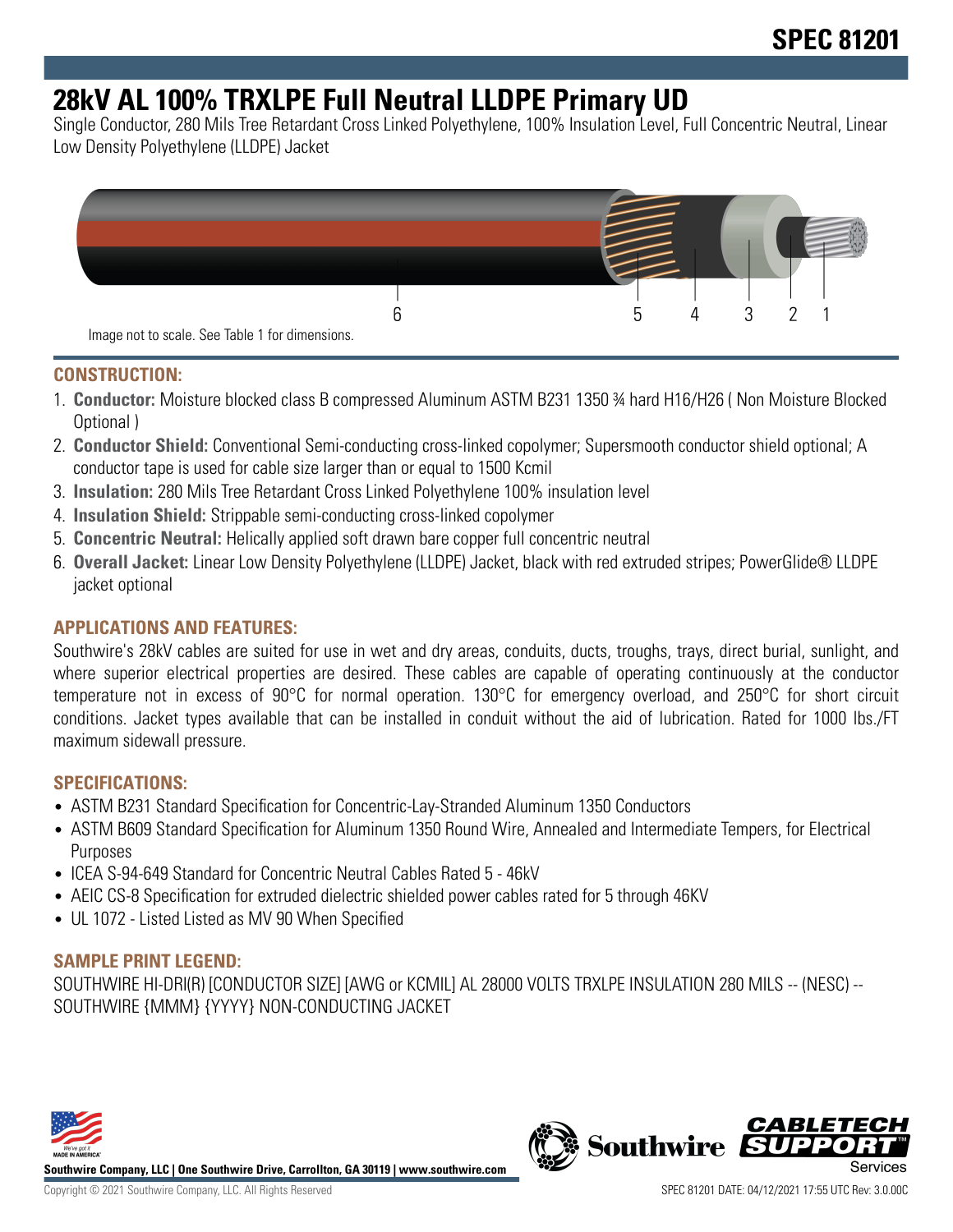# SPEC 81201

# 28kV AL 100% TRXLPE Full Neutral LLDPE Primary UD

Single Conductor, 280 Mils Tree Retardant Cross Linked Polyethylene, 100% Insulation Level, Full Concentric Neutral, Linear Low Density Polyethylene (LLDPE) Jacket

6 5 4 3 2 1

Image not to scale. See Table 1 for dimensions.

## CONSTRUCTION:

1. **Conductor:** Moisture blocked class B compressed Aluminum ASTM B231 1350 ¾ hard H16/H26 ( Non Moisture Blocked Optional )
2. **Conductor Shield:** Conventional Semi-conducting cross-linked copolymer; Supersmooth conductor shield optional; A conductor tape is used for cable size larger than or equal to 1500 Kcmil
3. **Insulation:** 280 Mils Tree Retardant Cross Linked Polyethylene 100% insulation level
4. **Insulation Shield:** Strippable semi-conducting cross-linked copolymer
5. **Concentric Neutral:** Helically applied soft drawn bare copper full concentric neutral
6. **Overall Jacket:** Linear Low Density Polyethylene (LLDPE) Jacket, black with red extruded stripes; PowerGlide® LLDPE jacket optional

## APPLICATIONS AND FEATURES:

Southwire's 28kV cables are suited for use in wet and dry areas, conduits, ducts, troughs, trays, direct burial, sunlight, and where superior electrical properties are desired. These cables are capable of operating continuously at the conductor temperature not in excess of 90°C for normal operation. 130°C for emergency overload, and 250°C for short circuit conditions. Jacket types available that can be installed in conduit without the aid of lubrication. Rated for 1000 lbs./FT maximum sidewall pressure.

## SPECIFICATIONS:

- ASTM B231 Standard Specification for Concentric-Lay-Stranded Aluminum 1350 Conductors
- ASTM B609 Standard Specification for Aluminum 1350 Round Wire, Annealed and Intermediate Tempers, for Electrical Purposes
- ICEA S-94-649 Standard for Concentric Neutral Cables Rated 5 - 46kV
- AEIC CS-8 Specification for extruded dielectric shielded power cables rated for 5 through 46KV
- UL 1072 - Listed Listed as MV 90 When Specified

## SAMPLE PRINT LEGEND:

SOUTHWIRE HI-DRI(R) [CONDUCTOR SIZE] [AWG or KCMIL] AL 28000 VOLTS TRXLPE INSULATION 280 MILS -- (NESC) -- SOUTHWIRE {MMM} {YYYY} NON-CONDUCTING JACKET

**Southwire Company, LLC | One Southwire Drive, Carrollton, GA 30119 | www.southwire.com**

Copyright © 2021 Southwire Company, LLC. All Rights Reserved

SPEC 81201 DATE: 04/12/2021 17:55 UTC Rev: 3.0.00C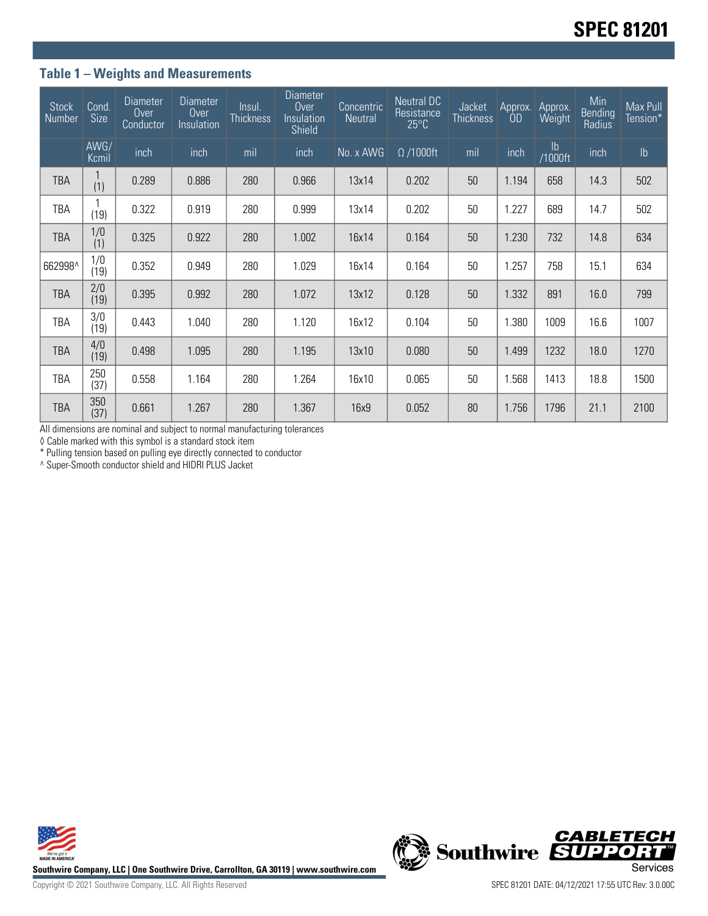## Table 1 – Weights and Measurements

| Stock Number | Cond. Size | Diameter Over Conductor | Diameter Over Insulation | Insul. Thickness | Diameter Over Insulation Shield | Concentric Neutral | Neutral DC Resistance 25°C | Jacket Thickness | Approx. OD | Approx. Weight | Min Bending Radius | Max Pull Tension* |
|---|---|---|---|---|---|---|---|---|---|---|---|---|
| | AWG/ Kcmil | inch | inch | mil | inch | No. x AWG | Ω /1000ft | mil | inch | lb /1000ft | inch | lb |
| TBA | 1 (1) | 0.289 | 0.886 | 280 | 0.966 | 13x14 | 0.202 | 50 | 1.194 | 658 | 14.3 | 502 |
| TBA | 1 (19) | 0.322 | 0.919 | 280 | 0.999 | 13x14 | 0.202 | 50 | 1.227 | 689 | 14.7 | 502 |
| TBA | 1/0 (1) | 0.325 | 0.922 | 280 | 1.002 | 16x14 | 0.164 | 50 | 1.230 | 732 | 14.8 | 634 |
| 662998^ | 1/0 (19) | 0.352 | 0.949 | 280 | 1.029 | 16x14 | 0.164 | 50 | 1.257 | 758 | 15.1 | 634 |
| TBA | 2/0 (19) | 0.395 | 0.992 | 280 | 1.072 | 13x12 | 0.128 | 50 | 1.332 | 891 | 16.0 | 799 |
| TBA | 3/0 (19) | 0.443 | 1.040 | 280 | 1.120 | 16x12 | 0.104 | 50 | 1.380 | 1009 | 16.6 | 1007 |
| TBA | 4/0 (19) | 0.498 | 1.095 | 280 | 1.195 | 13x10 | 0.080 | 50 | 1.499 | 1232 | 18.0 | 1270 |
| TBA | 250 (37) | 0.558 | 1.164 | 280 | 1.264 | 16x10 | 0.065 | 50 | 1.568 | 1413 | 18.8 | 1500 |
| TBA | 350 (37) | 0.661 | 1.267 | 280 | 1.367 | 16x9 | 0.052 | 80 | 1.756 | 1796 | 21.1 | 2100 |

All dimensions are nominal and subject to normal manufacturing tolerances

◊ Cable marked with this symbol is a standard stock item

* Pulling tension based on pulling eye directly connected to conductor

^ Super-Smooth conductor shield and HIDRI PLUS Jacket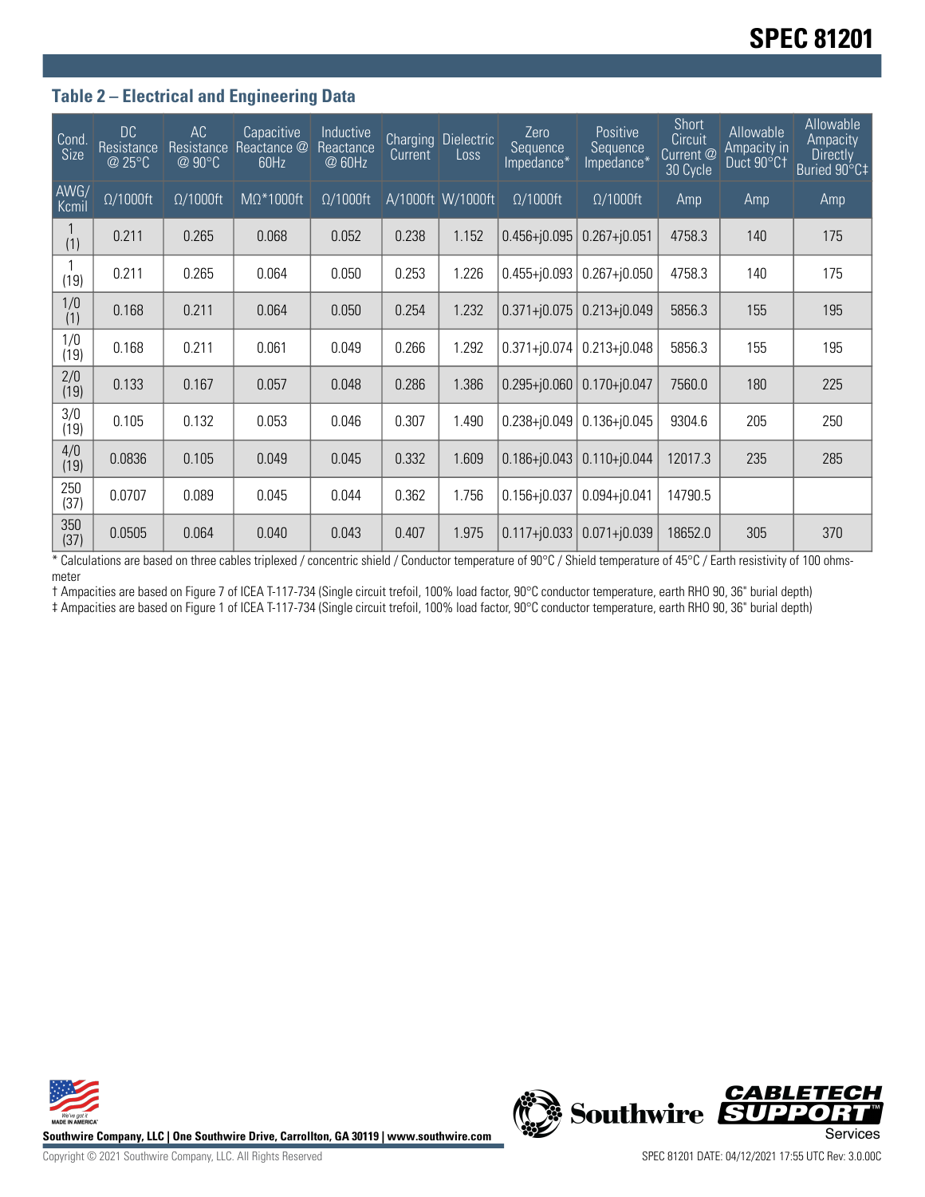## Table 2 – Electrical and Engineering Data

| Cond. Size | DC Resistance @ 25°C | AC Resistance @ 90°C | Capacitive Reactance @ 60Hz | Inductive Reactance @ 60Hz | Charging Current | Dielectric Loss | Zero Sequence Impedance* | Positive Sequence Impedance* | Short Circuit Current @ 30 Cycle | Allowable Ampacity in Duct 90°C† | Allowable Ampacity Directly Buried 90°C‡ |
|---|---|---|---|---|---|---|---|---|---|---|---|
| AWG/ Kcmil | Ω/1000ft | Ω/1000ft | MΩ*1000ft | Ω/1000ft | A/1000ft | W/1000ft | Ω/1000ft | Ω/1000ft | Amp | Amp | Amp |
| 1 (1) | 0.211 | 0.265 | 0.068 | 0.052 | 0.238 | 1.152 | 0.456+j0.095 | 0.267+j0.051 | 4758.3 | 140 | 175 |
| 1 (19) | 0.211 | 0.265 | 0.064 | 0.050 | 0.253 | 1.226 | 0.455+j0.093 | 0.267+j0.050 | 4758.3 | 140 | 175 |
| 1/0 (1) | 0.168 | 0.211 | 0.064 | 0.050 | 0.254 | 1.232 | 0.371+j0.075 | 0.213+j0.049 | 5856.3 | 155 | 195 |
| 1/0 (19) | 0.168 | 0.211 | 0.061 | 0.049 | 0.266 | 1.292 | 0.371+j0.074 | 0.213+j0.048 | 5856.3 | 155 | 195 |
| 2/0 (19) | 0.133 | 0.167 | 0.057 | 0.048 | 0.286 | 1.386 | 0.295+j0.060 | 0.170+j0.047 | 7560.0 | 180 | 225 |
| 3/0 (19) | 0.105 | 0.132 | 0.053 | 0.046 | 0.307 | 1.490 | 0.238+j0.049 | 0.136+j0.045 | 9304.6 | 205 | 250 |
| 4/0 (19) | 0.0836 | 0.105 | 0.049 | 0.045 | 0.332 | 1.609 | 0.186+j0.043 | 0.110+j0.044 | 12017.3 | 235 | 285 |
| 250 (37) | 0.0707 | 0.089 | 0.045 | 0.044 | 0.362 | 1.756 | 0.156+j0.037 | 0.094+j0.041 | 14790.5 | | |
| 350 (37) | 0.0505 | 0.064 | 0.040 | 0.043 | 0.407 | 1.975 | 0.117+j0.033 | 0.071+j0.039 | 18652.0 | 305 | 370 |

* Calculations are based on three cables triplexed / concentric shield / Conductor temperature of 90°C / Shield temperature of 45°C / Earth resistivity of 100 ohms-meter

† Ampacities are based on Figure 7 of ICEA T-117-734 (Single circuit trefoil, 100% load factor, 90°C conductor temperature, earth RHO 90, 36" burial depth)

‡ Ampacities are based on Figure 1 of ICEA T-117-734 (Single circuit trefoil, 100% load factor, 90°C conductor temperature, earth RHO 90, 36" burial depth)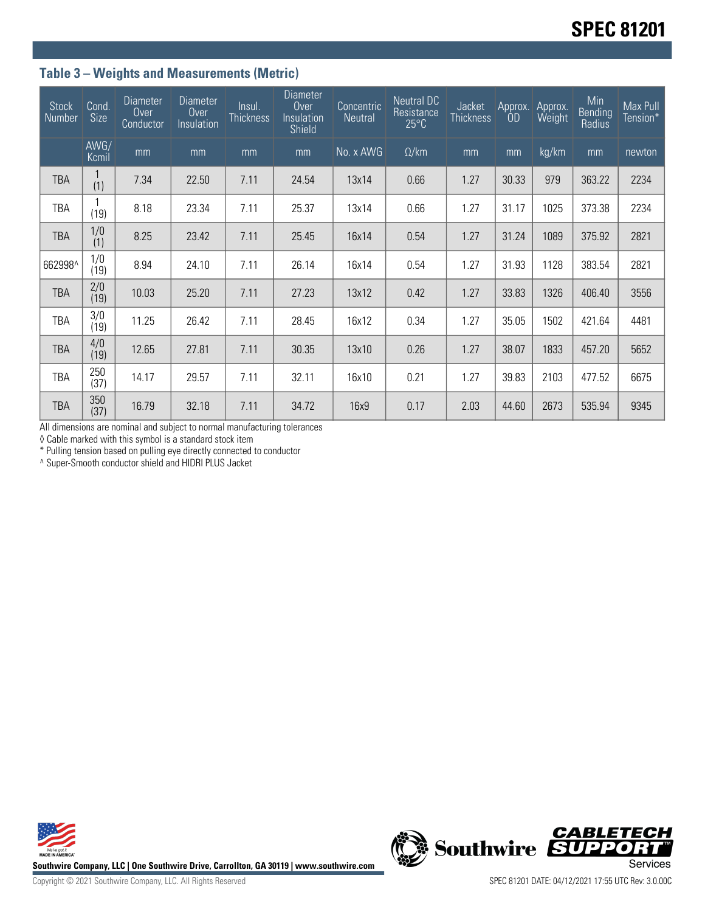### Table 3 – Weights and Measurements (Metric)

| Stock Number | Cond. Size | Diameter Over Conductor | Diameter Over Insulation | Insul. Thickness | Diameter Over Insulation Shield | Concentric Neutral | Neutral DC Resistance 25°C | Jacket Thickness | Approx. OD | Approx. Weight | Min Bending Radius | Max Pull Tension* |
|---|---|---|---|---|---|---|---|---|---|---|---|---|
| | AWG/ Kcmil | mm | mm | mm | mm | No. x AWG | Ω/km | mm | mm | kg/km | mm | newton |
| TBA | 1 (1) | 7.34 | 22.50 | 7.11 | 24.54 | 13x14 | 0.66 | 1.27 | 30.33 | 979 | 363.22 | 2234 |
| TBA | 1 (19) | 8.18 | 23.34 | 7.11 | 25.37 | 13x14 | 0.66 | 1.27 | 31.17 | 1025 | 373.38 | 2234 |
| TBA | 1/0 (1) | 8.25 | 23.42 | 7.11 | 25.45 | 16x14 | 0.54 | 1.27 | 31.24 | 1089 | 375.92 | 2821 |
| 662998^ | 1/0 (19) | 8.94 | 24.10 | 7.11 | 26.14 | 16x14 | 0.54 | 1.27 | 31.93 | 1128 | 383.54 | 2821 |
| TBA | 2/0 (19) | 10.03 | 25.20 | 7.11 | 27.23 | 13x12 | 0.42 | 1.27 | 33.83 | 1326 | 406.40 | 3556 |
| TBA | 3/0 (19) | 11.25 | 26.42 | 7.11 | 28.45 | 16x12 | 0.34 | 1.27 | 35.05 | 1502 | 421.64 | 4481 |
| TBA | 4/0 (19) | 12.65 | 27.81 | 7.11 | 30.35 | 13x10 | 0.26 | 1.27 | 38.07 | 1833 | 457.20 | 5652 |
| TBA | 250 (37) | 14.17 | 29.57 | 7.11 | 32.11 | 16x10 | 0.21 | 1.27 | 39.83 | 2103 | 477.52 | 6675 |
| TBA | 350 (37) | 16.79 | 32.18 | 7.11 | 34.72 | 16x9 | 0.17 | 2.03 | 44.60 | 2673 | 535.94 | 9345 |

All dimensions are nominal and subject to normal manufacturing tolerances

◊ Cable marked with this symbol is a standard stock item

* Pulling tension based on pulling eye directly connected to conductor

^ Super-Smooth conductor shield and HIDRI PLUS Jacket

**Southwire Company, LLC | One Southwire Drive, Carrollton, GA 30119 | www.southwire.com**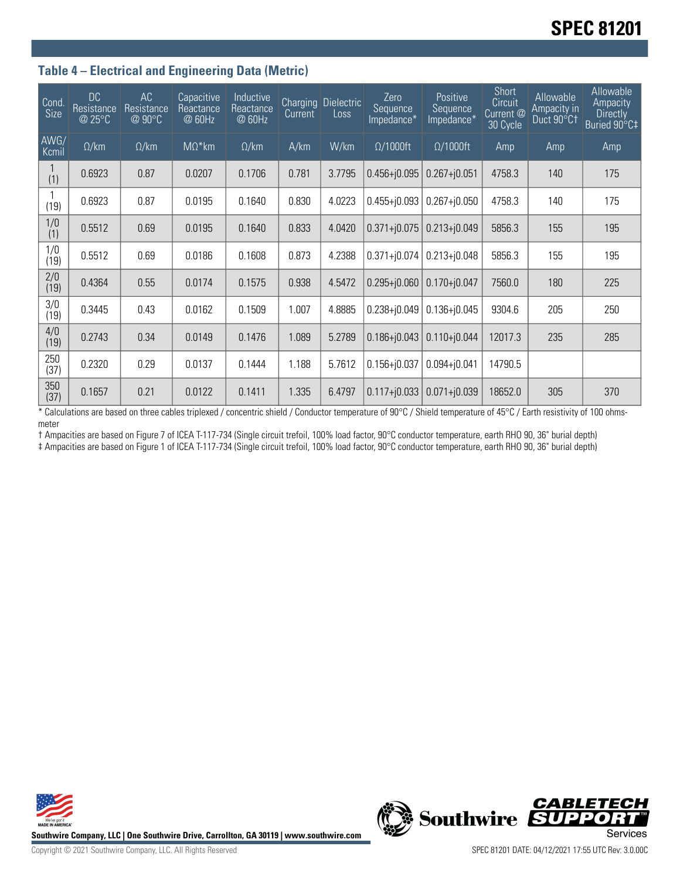## Table 4 – Electrical and Engineering Data (Metric)

| Cond. Size | DC Resistance @ 25°C | AC Resistance @ 90°C | Capacitive Reactance @ 60Hz | Inductive Reactance @ 60Hz | Charging Current | Dielectric Loss | Zero Sequence Impedance* | Positive Sequence Impedance* | Short Circuit Current @ 30 Cycle | Allowable Ampacity in Duct 90°C† | Allowable Ampacity Directly Buried 90°C‡ |
|---|---|---|---|---|---|---|---|---|---|---|---|
| AWG/ Kcmil | Ω/km | Ω/km | MΩ*km | Ω/km | A/km | W/km | Ω/1000ft | Ω/1000ft | Amp | Amp | Amp |
| 1 (1) | 0.6923 | 0.87 | 0.0207 | 0.1706 | 0.781 | 3.7795 | 0.456+j0.095 | 0.267+j0.051 | 4758.3 | 140 | 175 |
| 1 (19) | 0.6923 | 0.87 | 0.0195 | 0.1640 | 0.830 | 4.0223 | 0.455+j0.093 | 0.267+j0.050 | 4758.3 | 140 | 175 |
| 1/0 (1) | 0.5512 | 0.69 | 0.0195 | 0.1640 | 0.833 | 4.0420 | 0.371+j0.075 | 0.213+j0.049 | 5856.3 | 155 | 195 |
| 1/0 (19) | 0.5512 | 0.69 | 0.0186 | 0.1608 | 0.873 | 4.2388 | 0.371+j0.074 | 0.213+j0.048 | 5856.3 | 155 | 195 |
| 2/0 (19) | 0.4364 | 0.55 | 0.0174 | 0.1575 | 0.938 | 4.5472 | 0.295+j0.060 | 0.170+j0.047 | 7560.0 | 180 | 225 |
| 3/0 (19) | 0.3445 | 0.43 | 0.0162 | 0.1509 | 1.007 | 4.8885 | 0.238+j0.049 | 0.136+j0.045 | 9304.6 | 205 | 250 |
| 4/0 (19) | 0.2743 | 0.34 | 0.0149 | 0.1476 | 1.089 | 5.2789 | 0.186+j0.043 | 0.110+j0.044 | 12017.3 | 235 | 285 |
| 250 (37) | 0.2320 | 0.29 | 0.0137 | 0.1444 | 1.188 | 5.7612 | 0.156+j0.037 | 0.094+j0.041 | 14790.5 | | |
| 350 (37) | 0.1657 | 0.21 | 0.0122 | 0.1411 | 1.335 | 6.4797 | 0.117+j0.033 | 0.071+j0.039 | 18652.0 | 305 | 370 |

* Calculations are based on three cables triplexed / concentric shield / Conductor temperature of 90°C / Shield temperature of 45°C / Earth resistivity of 100 ohms-meter

† Ampacities are based on Figure 7 of ICEA T-117-734 (Single circuit trefoil, 100% load factor, 90°C conductor temperature, earth RHO 90, 36" burial depth)

‡ Ampacities are based on Figure 1 of ICEA T-117-734 (Single circuit trefoil, 100% load factor, 90°C conductor temperature, earth RHO 90, 36" burial depth)